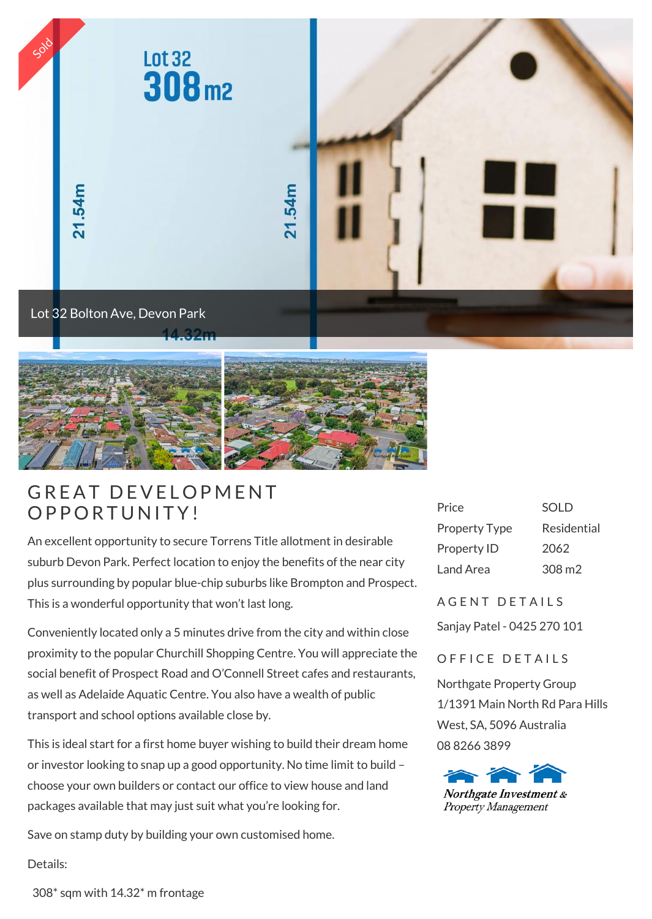Lot 32 Bolton Ave, Devon Park

# GREAT DEVELOPMENT OPPORTUNITY!

An excellent opportunity to secure Torrens Title allotment in desirable suburb Devon Park. Perfect location to enjoy the benefits of the near city plus surrounding by popular blue-chip suburbs like Brompton and Prospect. This is a wonderful opportunity that won't last long.

Conveniently located only a 5 minutes drive from the city and within close proximity to the popular Churchill Shopping Centre. You will appreciate the social benefit of Prospect Road and O'Connell Street cafes and restaurants, as well as Adelaide Aquatic Centre. You also have a wealth of public transport and school options available close by.

This is ideal start for a first home buyer wishing to build their dream home or investor looking to snap up a good opportunity. No time limit to build – choose your own builders or contact our office to view house and land packages available that may just suit what you're looking for.

Save on stamp duty by building your own customised home.

Details:

308* sqm with 14.32* m frontage

| | |
|---|---|
| Price | SOLD |
| Property Type | Residential |
| Property ID | 2062 |
| Land Area | 308 m2 |

## AGENT DETAILS

Sanjay Patel - 0425 270 101

## OFFICE DETAILS

Northgate Property Group
1/1391 Main North Rd Para Hills West, SA, 5096 Australia
08 8266 3899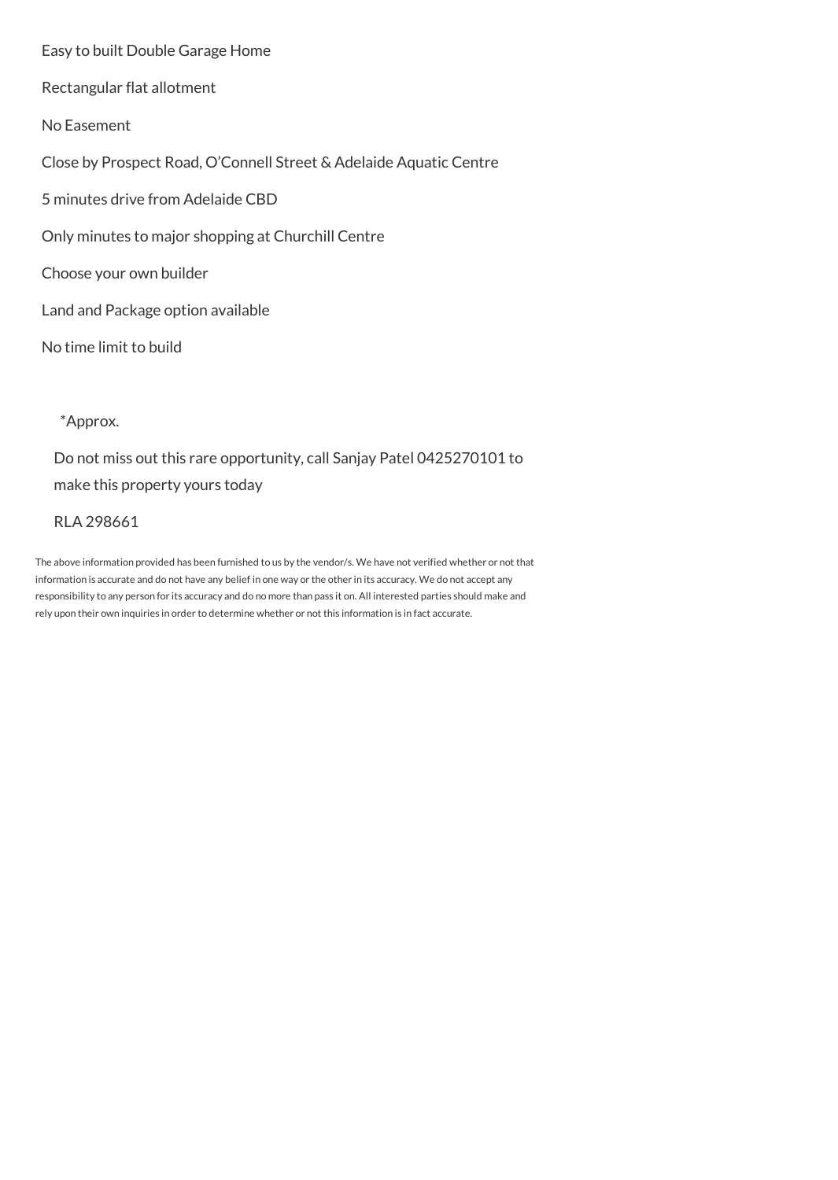Easy to built Double Garage Home

Rectangular flat allotment

No Easement

Close by Prospect Road, O'Connell Street & Adelaide Aquatic Centre

5 minutes drive from Adelaide CBD

Only minutes to major shopping at Churchill Centre

Choose your own builder

Land and Package option available

No time limit to build

*Approx.

Do not miss out this rare opportunity, call Sanjay Patel 0425270101 to make this property yours today

RLA 298661

The above information provided has been furnished to us by the vendor/s. We have not verified whether or not that information is accurate and do not have any belief in one way or the other in its accuracy. We do not accept any responsibility to any person for its accuracy and do no more than pass it on. All interested parties should make and rely upon their own inquiries in order to determine whether or not this information is in fact accurate.